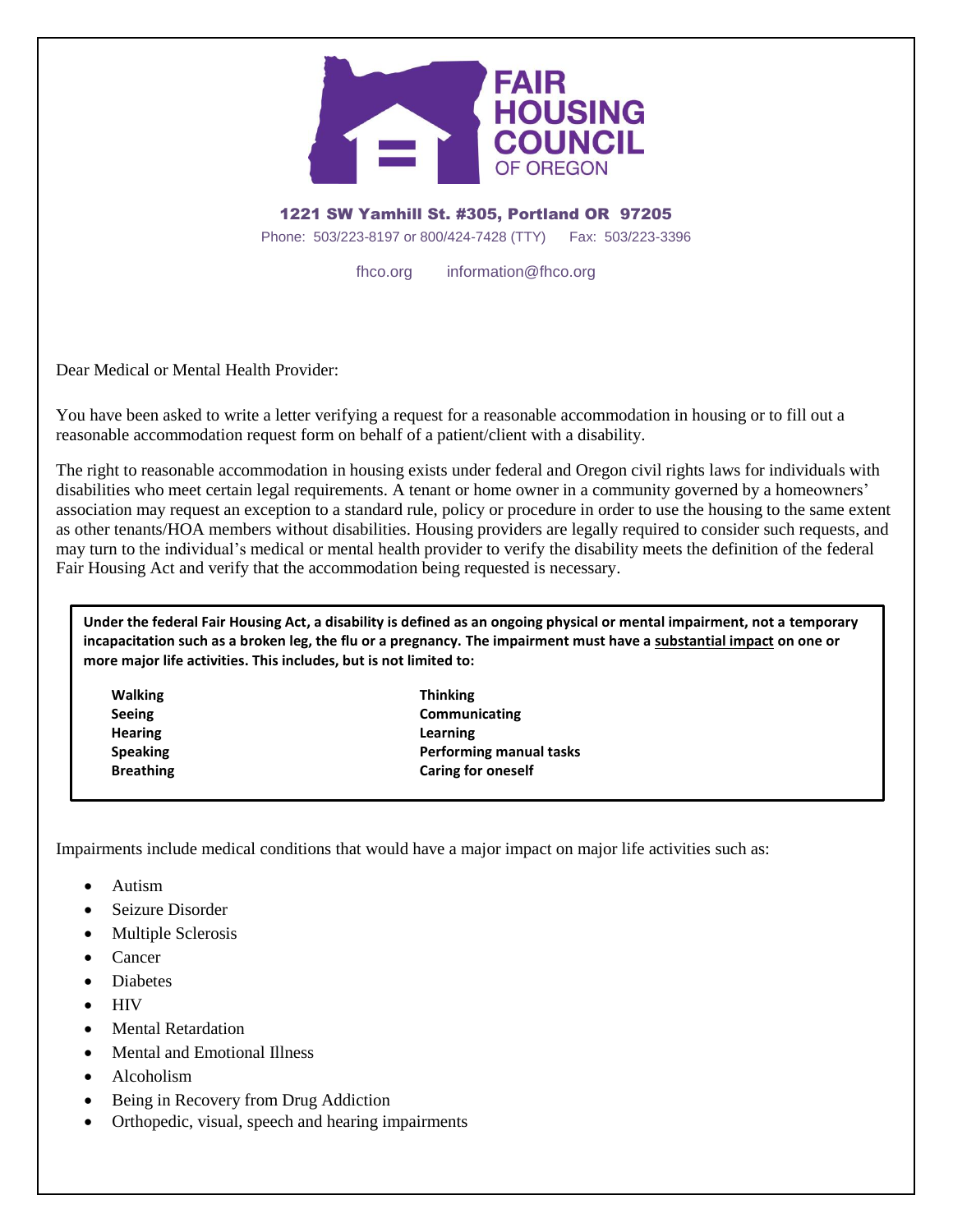# FAIR HOUSING COUNCIL OF OREGON

**1221 SW Yamhill St. #305, Portland OR 97205**

Phone: 503/223-8197 or 800/424-7428 (TTY) Fax: 503/223-3396

fhco.org information@fhco.org

Dear Medical or Mental Health Provider:

You have been asked to write a letter verifying a request for a reasonable accommodation in housing or to fill out a reasonable accommodation request form on behalf of a patient/client with a disability.

The right to reasonable accommodation in housing exists under federal and Oregon civil rights laws for individuals with disabilities who meet certain legal requirements. A tenant or home owner in a community governed by a homeowners' association may request an exception to a standard rule, policy or procedure in order to use the housing to the same extent as other tenants/HOA members without disabilities. Housing providers are legally required to consider such requests, and may turn to the individual's medical or mental health provider to verify the disability meets the definition of the federal Fair Housing Act and verify that the accommodation being requested is necessary.

**Under the federal Fair Housing Act, a disability is defined as an ongoing physical or mental impairment, not a temporary incapacitation such as a broken leg, the flu or a pregnancy. The impairment must have a substantial impact on one or more major life activities. This includes, but is not limited to:**

| | |
|---|---|
| **Walking** | **Thinking** |
| **Seeing** | **Communicating** |
| **Hearing** | **Learning** |
| **Speaking** | **Performing manual tasks** |
| **Breathing** | **Caring for oneself** |

Impairments include medical conditions that would have a major impact on major life activities such as:

- Autism
- Seizure Disorder
- Multiple Sclerosis
- Cancer
- Diabetes
- HIV
- Mental Retardation
- Mental and Emotional Illness
- Alcoholism
- Being in Recovery from Drug Addiction
- Orthopedic, visual, speech and hearing impairments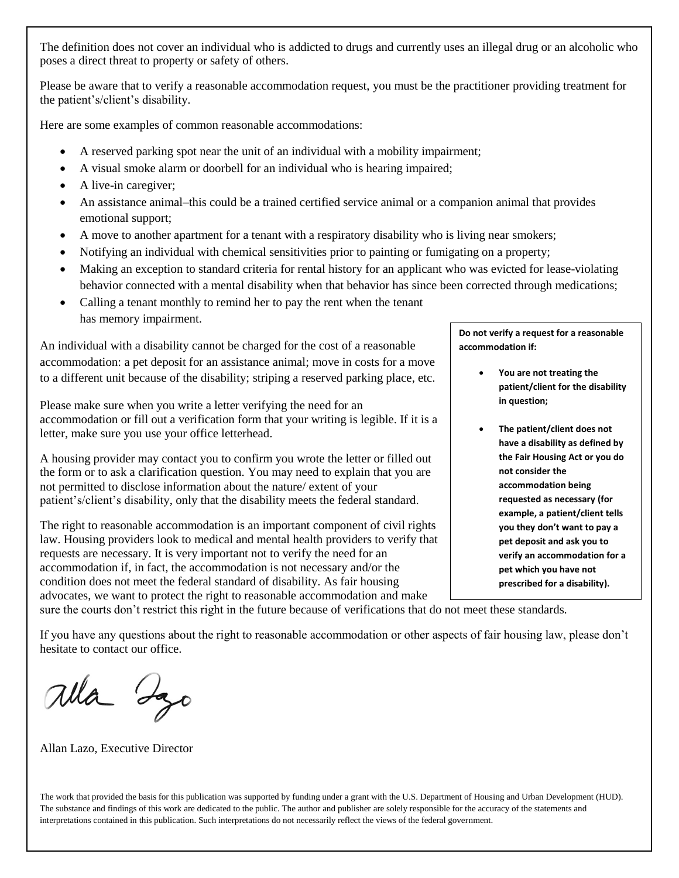The definition does not cover an individual who is addicted to drugs and currently uses an illegal drug or an alcoholic who poses a direct threat to property or safety of others.

Please be aware that to verify a reasonable accommodation request, you must be the practitioner providing treatment for the patient's/client's disability.

Here are some examples of common reasonable accommodations:

- A reserved parking spot near the unit of an individual with a mobility impairment;
- A visual smoke alarm or doorbell for an individual who is hearing impaired;
- A live-in caregiver;
- An assistance animal–this could be a trained certified service animal or a companion animal that provides emotional support;
- A move to another apartment for a tenant with a respiratory disability who is living near smokers;
- Notifying an individual with chemical sensitivities prior to painting or fumigating on a property;
- Making an exception to standard criteria for rental history for an applicant who was evicted for lease-violating behavior connected with a mental disability when that behavior has since been corrected through medications;
- Calling a tenant monthly to remind her to pay the rent when the tenant has memory impairment.

An individual with a disability cannot be charged for the cost of a reasonable accommodation: a pet deposit for an assistance animal; move in costs for a move to a different unit because of the disability; striping a reserved parking place, etc.

Please make sure when you write a letter verifying the need for an accommodation or fill out a verification form that your writing is legible. If it is a letter, make sure you use your office letterhead.

A housing provider may contact you to confirm you wrote the letter or filled out the form or to ask a clarification question. You may need to explain that you are not permitted to disclose information about the nature/ extent of your patient's/client's disability, only that the disability meets the federal standard.

The right to reasonable accommodation is an important component of civil rights law. Housing providers look to medical and mental health providers to verify that requests are necessary. It is very important not to verify the need for an accommodation if, in fact, the accommodation is not necessary and/or the condition does not meet the federal standard of disability. As fair housing advocates, we want to protect the right to reasonable accommodation and make sure the courts don't restrict this right in the future because of verifications that do not meet these standards.

**Do not verify a request for a reasonable accommodation if:**

- **You are not treating the patient/client for the disability in question;**
- **The patient/client does not have a disability as defined by the Fair Housing Act or you do not consider the accommodation being requested as necessary (for example, a patient/client tells you they don't want to pay a pet deposit and ask you to verify an accommodation for a pet which you have not prescribed for a disability).**

If you have any questions about the right to reasonable accommodation or other aspects of fair housing law, please don't hesitate to contact our office.

Allan Lazo, Executive Director

The work that provided the basis for this publication was supported by funding under a grant with the U.S. Department of Housing and Urban Development (HUD). The substance and findings of this work are dedicated to the public. The author and publisher are solely responsible for the accuracy of the statements and interpretations contained in this publication. Such interpretations do not necessarily reflect the views of the federal government.